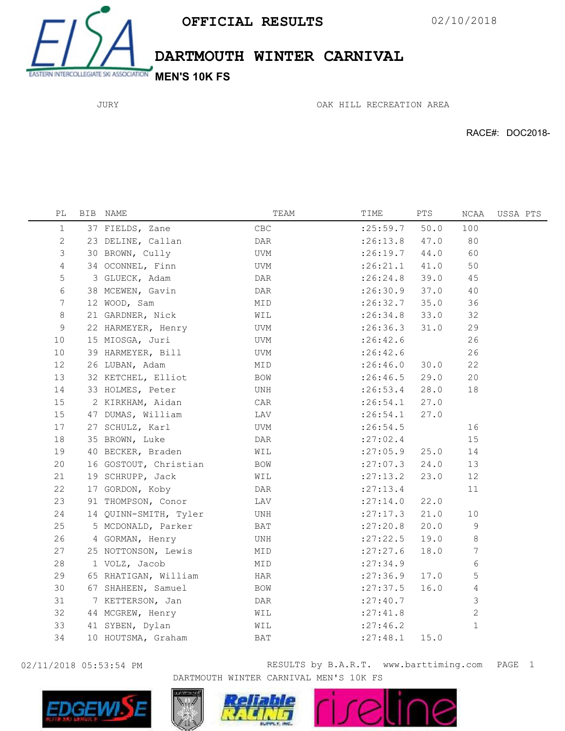# OFFICIAL RESULTS

02/10/2018

## DARTMOUTH WINTER CARNIVAL

### MEN'S 10K FS

JURY

OAK HILL RECREATION AREA

RACE#: DOC2018-

| PL | BIB | NAME | TEAM | TIME | PTS | NCAA | USSA PTS |
|---|---|---|---|---|---|---|---|
| 1 | 37 | FIELDS, Zane | CBC | :25:59.7 | 50.0 | 100 | |
| 2 | 23 | DELINE, Callan | DAR | :26:13.8 | 47.0 | 80 | |
| 3 | 30 | BROWN, Cully | UVM | :26:19.7 | 44.0 | 60 | |
| 4 | 34 | OCONNEL, Finn | UVM | :26:21.1 | 41.0 | 50 | |
| 5 | 3 | GLUECK, Adam | DAR | :26:24.8 | 39.0 | 45 | |
| 6 | 38 | MCEWEN, Gavin | DAR | :26:30.9 | 37.0 | 40 | |
| 7 | 12 | WOOD, Sam | MID | :26:32.7 | 35.0 | 36 | |
| 8 | 21 | GARDNER, Nick | WIL | :26:34.8 | 33.0 | 32 | |
| 9 | 22 | HARMEYER, Henry | UVM | :26:36.3 | 31.0 | 29 | |
| 10 | 15 | MIOSGA, Juri | UVM | :26:42.6 | | 26 | |
| 10 | 39 | HARMEYER, Bill | UVM | :26:42.6 | | 26 | |
| 12 | 26 | LUBAN, Adam | MID | :26:46.0 | 30.0 | 22 | |
| 13 | 32 | KETCHEL, Elliot | BOW | :26:46.5 | 29.0 | 20 | |
| 14 | 33 | HOLMES, Peter | UNH | :26:53.4 | 28.0 | 18 | |
| 15 | 2 | KIRKHAM, Aidan | CAR | :26:54.1 | 27.0 | | |
| 15 | 47 | DUMAS, William | LAV | :26:54.1 | 27.0 | | |
| 17 | 27 | SCHULZ, Karl | UVM | :26:54.5 | | 16 | |
| 18 | 35 | BROWN, Luke | DAR | :27:02.4 | | 15 | |
| 19 | 40 | BECKER, Braden | WIL | :27:05.9 | 25.0 | 14 | |
| 20 | 16 | GOSTOUT, Christian | BOW | :27:07.3 | 24.0 | 13 | |
| 21 | 19 | SCHRUPP, Jack | WIL | :27:13.2 | 23.0 | 12 | |
| 22 | 17 | GORDON, Koby | DAR | :27:13.4 | | 11 | |
| 23 | 91 | THOMPSON, Conor | LAV | :27:14.0 | 22.0 | | |
| 24 | 14 | QUINN-SMITH, Tyler | UNH | :27:17.3 | 21.0 | 10 | |
| 25 | 5 | MCDONALD, Parker | BAT | :27:20.8 | 20.0 | 9 | |
| 26 | 4 | GORMAN, Henry | UNH | :27:22.5 | 19.0 | 8 | |
| 27 | 25 | NOTTONSON, Lewis | MID | :27:27.6 | 18.0 | 7 | |
| 28 | 1 | VOLZ, Jacob | MID | :27:34.9 | | 6 | |
| 29 | 65 | RHATIGAN, William | HAR | :27:36.9 | 17.0 | 5 | |
| 30 | 67 | SHAHEEN, Samuel | BOW | :27:37.5 | 16.0 | 4 | |
| 31 | 7 | KETTERSON, Jan | DAR | :27:40.7 | | 3 | |
| 32 | 44 | MCGREW, Henry | WIL | :27:41.8 | | 2 | |
| 33 | 41 | SYBEN, Dylan | WIL | :27:46.2 | | 1 | |
| 34 | 10 | HOUTSMA, Graham | BAT | :27:48.1 | 15.0 | | |

02/11/2018 05:53:54 PM RESULTS by B.A.R.T. www.barttiming.com

DARTMOUTH WINTER CARNIVAL MEN'S 10K FS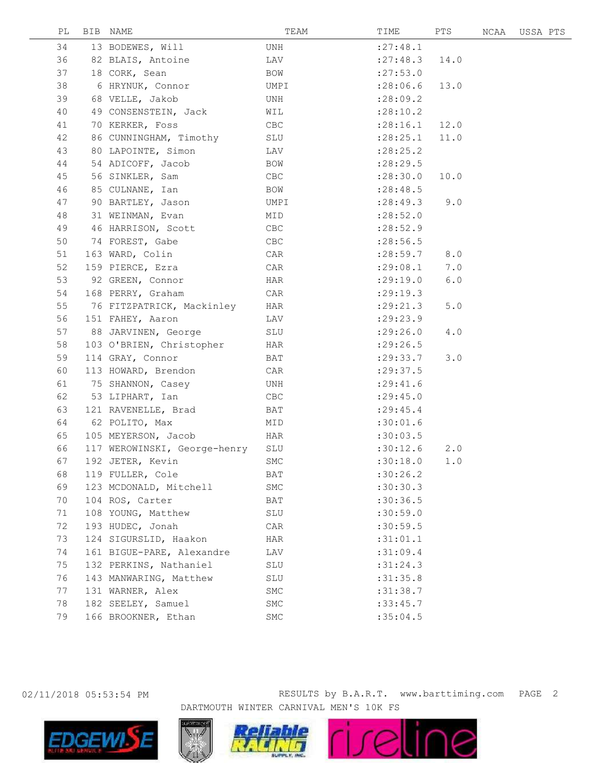| PL | BIB | NAME | TEAM | TIME | PTS | NCAA | USSA PTS |
|---|---|---|---|---|---|---|---|
| 34 | 13 | BODEWES, Will | UNH | :27:48.1 | | | |
| 36 | 82 | BLAIS, Antoine | LAV | :27:48.3 | 14.0 | | |
| 37 | 18 | CORK, Sean | BOW | :27:53.0 | | | |
| 38 | 6 | HRYNUK, Connor | UMPI | :28:06.6 | 13.0 | | |
| 39 | 68 | VELLE, Jakob | UNH | :28:09.2 | | | |
| 40 | 49 | CONSENSTEIN, Jack | WIL | :28:10.2 | | | |
| 41 | 70 | KERKER, Foss | CBC | :28:16.1 | 12.0 | | |
| 42 | 86 | CUNNINGHAM, Timothy | SLU | :28:25.1 | 11.0 | | |
| 43 | 80 | LAPOINTE, Simon | LAV | :28:25.2 | | | |
| 44 | 54 | ADICOFF, Jacob | BOW | :28:29.5 | | | |
| 45 | 56 | SINKLER, Sam | CBC | :28:30.0 | 10.0 | | |
| 46 | 85 | CULNANE, Ian | BOW | :28:48.5 | | | |
| 47 | 90 | BARTLEY, Jason | UMPI | :28:49.3 | 9.0 | | |
| 48 | 31 | WEINMAN, Evan | MID | :28:52.0 | | | |
| 49 | 46 | HARRISON, Scott | CBC | :28:52.9 | | | |
| 50 | 74 | FOREST, Gabe | CBC | :28:56.5 | | | |
| 51 | 163 | WARD, Colin | CAR | :28:59.7 | 8.0 | | |
| 52 | 159 | PIERCE, Ezra | CAR | :29:08.1 | 7.0 | | |
| 53 | 92 | GREEN, Connor | HAR | :29:19.0 | 6.0 | | |
| 54 | 168 | PERRY, Graham | CAR | :29:19.3 | | | |
| 55 | 76 | FITZPATRICK, Mackinley | HAR | :29:21.3 | 5.0 | | |
| 56 | 151 | FAHEY, Aaron | LAV | :29:23.9 | | | |
| 57 | 88 | JARVINEN, George | SLU | :29:26.0 | 4.0 | | |
| 58 | 103 | O'BRIEN, Christopher | HAR | :29:26.5 | | | |
| 59 | 114 | GRAY, Connor | BAT | :29:33.7 | 3.0 | | |
| 60 | 113 | HOWARD, Brendon | CAR | :29:37.5 | | | |
| 61 | 75 | SHANNON, Casey | UNH | :29:41.6 | | | |
| 62 | 53 | LIPHART, Ian | CBC | :29:45.0 | | | |
| 63 | 121 | RAVENELLE, Brad | BAT | :29:45.4 | | | |
| 64 | 62 | POLITO, Max | MID | :30:01.6 | | | |
| 65 | 105 | MEYERSON, Jacob | HAR | :30:03.5 | | | |
| 66 | 117 | WEROWINSKI, George-henry | SLU | :30:12.6 | 2.0 | | |
| 67 | 192 | JETER, Kevin | SMC | :30:18.0 | 1.0 | | |
| 68 | 119 | FULLER, Cole | BAT | :30:26.2 | | | |
| 69 | 123 | MCDONALD, Mitchell | SMC | :30:30.3 | | | |
| 70 | 104 | ROS, Carter | BAT | :30:36.5 | | | |
| 71 | 108 | YOUNG, Matthew | SLU | :30:59.0 | | | |
| 72 | 193 | HUDEC, Jonah | CAR | :30:59.5 | | | |
| 73 | 124 | SIGURSLID, Haakon | HAR | :31:01.1 | | | |
| 74 | 161 | BIGUE-PARE, Alexandre | LAV | :31:09.4 | | | |
| 75 | 132 | PERKINS, Nathaniel | SLU | :31:24.3 | | | |
| 76 | 143 | MANWARING, Matthew | SLU | :31:35.8 | | | |
| 77 | 131 | WARNER, Alex | SMC | :31:38.7 | | | |
| 78 | 182 | SEELEY, Samuel | SMC | :33:45.7 | | | |
| 79 | 166 | BROOKNER, Ethan | SMC | :35:04.5 | | | |

02/11/2018 05:53:54 PM RESULTS by B.A.R.T. www.barttiming.com

DARTMOUTH WINTER CARNIVAL MEN'S 10K FS